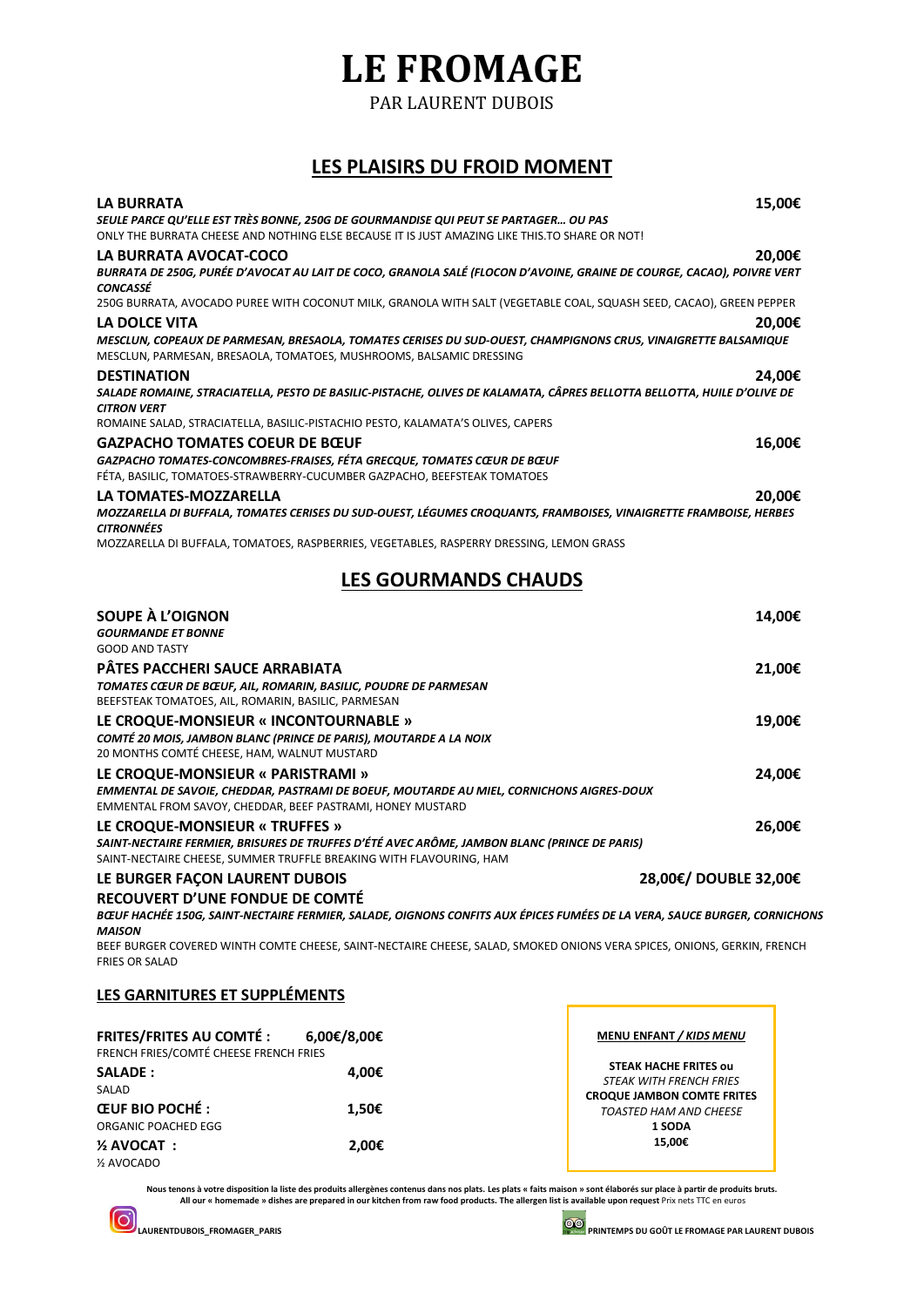# LE FROMAGE

PAR LAURENT DUBOIS

## LES PLAISIRS DU FROID MOMENT

**LA BURRATA** **15,00€**
***SEULE PARCE QU'ELLE EST TRÈS BONNE, 250G DE GOURMANDISE QUI PEUT SE PARTAGER… OU PAS***
ONLY THE BURRATA CHEESE AND NOTHING ELSE BECAUSE IT IS JUST AMAZING LIKE THIS.TO SHARE OR NOT!

**LA BURRATA AVOCAT-COCO** **20,00€**
***BURRATA DE 250G, PURÉE D'AVOCAT AU LAIT DE COCO, GRANOLA SALÉ (FLOCON D'AVOINE, GRAINE DE COURGE, CACAO), POIVRE VERT CONCASSÉ***
250G BURRATA, AVOCADO PUREE WITH COCONUT MILK, GRANOLA WITH SALT (VEGETABLE COAL, SQUASH SEED, CACAO), GREEN PEPPER

**LA DOLCE VITA** **20,00€**
***MESCLUN, COPEAUX DE PARMESAN, BRESAOLA, TOMATES CERISES DU SUD-OUEST, CHAMPIGNONS CRUS, VINAIGRETTE BALSAMIQUE***
MESCLUN, PARMESAN, BRESAOLA, TOMATOES, MUSHROOMS, BALSAMIC DRESSING

**DESTINATION** **24,00€**
***SALADE ROMAINE, STRACIATELLA, PESTO DE BASILIC-PISTACHE, OLIVES DE KALAMATA, CÂPRES BELLOTTA BELLOTTA, HUILE D'OLIVE DE CITRON VERT***
ROMAINE SALAD, STRACIATELLA, BASILIC-PISTACHIO PESTO, KALAMATA'S OLIVES, CAPERS

**GAZPACHO TOMATES COEUR DE BŒUF** **16,00€**
***GAZPACHO TOMATES-CONCOMBRES-FRAISES, FÉTA GRECQUE, TOMATES CŒUR DE BŒUF***
FÉTA, BASILIC, TOMATOES-STRAWBERRY-CUCUMBER GAZPACHO, BEEFSTEAK TOMATOES

**LA TOMATES-MOZZARELLA** **20,00€**
***MOZZARELLA DI BUFFALA, TOMATES CERISES DU SUD-OUEST, LÉGUMES CROQUANTS, FRAMBOISES, VINAIGRETTE FRAMBOISE, HERBES CITRONNÉES***
MOZZARELLA DI BUFFALA, TOMATOES, RASPBERRIES, VEGETABLES, RASPERRY DRESSING, LEMON GRASS

## LES GOURMANDS CHAUDS

**SOUPE À L'OIGNON** **14,00€**
***GOURMANDE ET BONNE***
GOOD AND TASTY

**PÂTES PACCHERI SAUCE ARRABIATA** **21,00€**
***TOMATES CŒUR DE BŒUF, AIL, ROMARIN, BASILIC, POUDRE DE PARMESAN***
BEEFSTEAK TOMATOES, AIL, ROMARIN, BASILIC, PARMESAN

**LE CROQUE-MONSIEUR « INCONTOURNABLE »** **19,00€**
***COMTÉ 20 MOIS, JAMBON BLANC (PRINCE DE PARIS), MOUTARDE A LA NOIX***
20 MONTHS COMTÉ CHEESE, HAM, WALNUT MUSTARD

**LE CROQUE-MONSIEUR « PARISTRAMI »** **24,00€**
***EMMENTAL DE SAVOIE, CHEDDAR, PASTRAMI DE BOEUF, MOUTARDE AU MIEL, CORNICHONS AIGRES-DOUX***
EMMENTAL FROM SAVOY, CHEDDAR, BEEF PASTRAMI, HONEY MUSTARD

**LE CROQUE-MONSIEUR « TRUFFES »** **26,00€**
***SAINT-NECTAIRE FERMIER, BRISURES DE TRUFFES D'ÉTÉ AVEC ARÔME, JAMBON BLANC (PRINCE DE PARIS)***
SAINT-NECTAIRE CHEESE, SUMMER TRUFFLE BREAKING WITH FLAVOURING, HAM

**LE BURGER FAÇON LAURENT DUBOIS** **28,00€/ DOUBLE 32,00€**
**RECOUVERT D'UNE FONDUE DE COMTÉ**
***BŒUF HACHÉE 150G, SAINT-NECTAIRE FERMIER, SALADE, OIGNONS CONFITS AUX ÉPICES FUMÉES DE LA VERA, SAUCE BURGER, CORNICHONS MAISON***
BEEF BURGER COVERED WINTH COMTE CHEESE, SAINT-NECTAIRE CHEESE, SALAD, SMOKED ONIONS VERA SPICES, ONIONS, GERKIN, FRENCH FRIES OR SALAD

### LES GARNITURES ET SUPPLÉMENTS

**FRITES/FRITES AU COMTÉ :** **6,00€/8,00€**
FRENCH FRIES/COMTÉ CHEESE FRENCH FRIES

**SALADE :** **4,00€**
SALAD

**ŒUF BIO POCHÉ :** **1,50€**
ORGANIC POACHED EGG

**½ AVOCAT :** **2,00€**
½ AVOCADO

**MENU ENFANT / *KIDS MENU***

**STEAK HACHE FRITES ou**
*STEAK WITH FRENCH FRIES*
**CROQUE JAMBON COMTE FRITES**
*TOASTED HAM AND CHEESE*
**1 SODA**
**15,00€**

**Nous tenons à votre disposition la liste des produits allergènes contenus dans nos plats. Les plats « faits maison » sont élaborés sur place à partir de produits bruts.**
**All our « homemade » dishes are prepared in our kitchen from raw food products. The allergen list is available upon request** Prix nets TTC en euros

**LAURENTDUBOIS_FROMAGER_PARIS**

**PRINTEMPS DU GOÛT LE FROMAGE PAR LAURENT DUBOIS**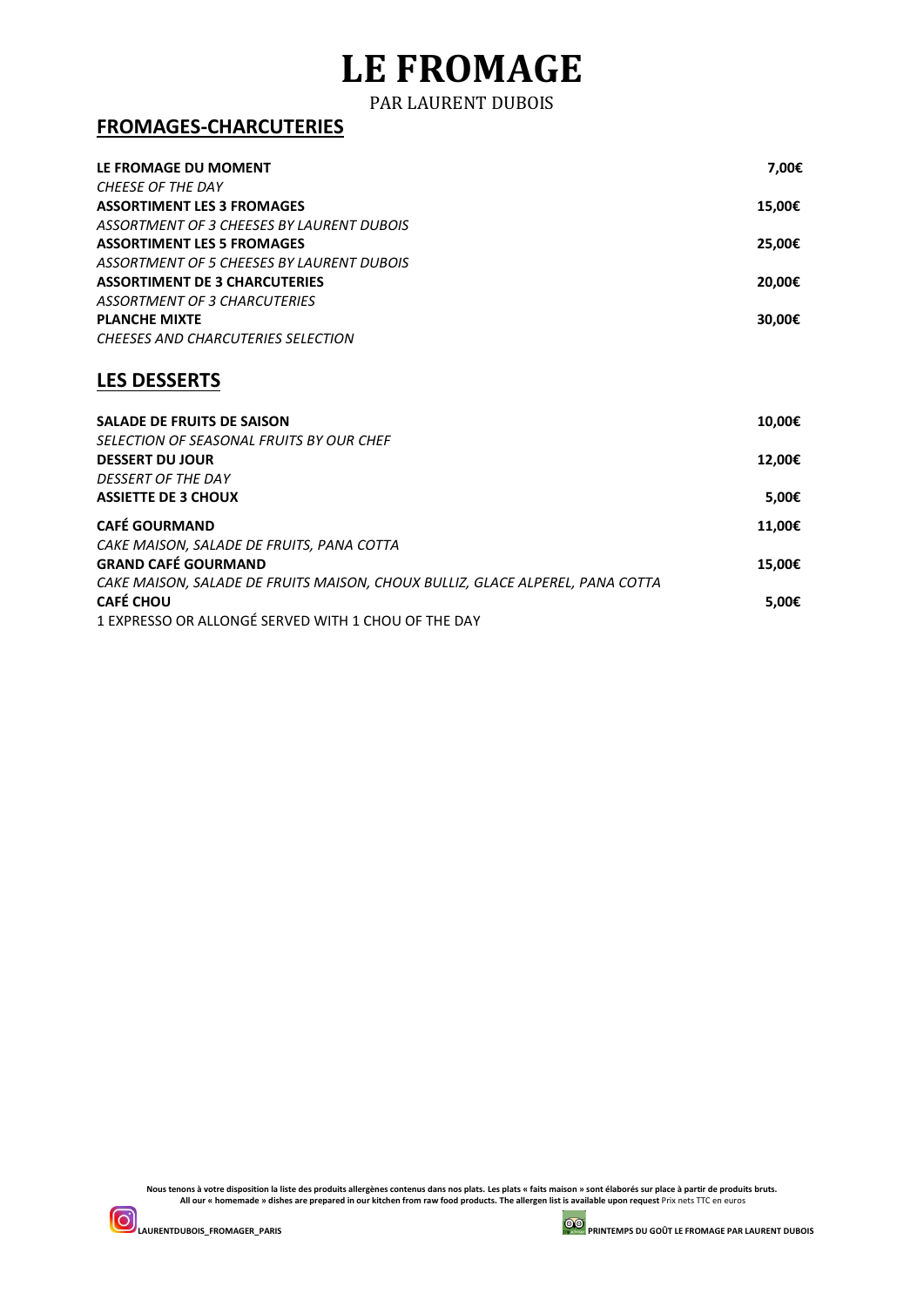# LE FROMAGE

PAR LAURENT DUBOIS

## FROMAGES-CHARCUTERIES

**LE FROMAGE DU MOMENT** **7,00€**
*CHEESE OF THE DAY*

**ASSORTIMENT LES 3 FROMAGES** **15,00€**
*ASSORTMENT OF 3 CHEESES BY LAURENT DUBOIS*

**ASSORTIMENT LES 5 FROMAGES** **25,00€**
*ASSORTMENT OF 5 CHEESES BY LAURENT DUBOIS*

**ASSORTIMENT DE 3 CHARCUTERIES** **20,00€**
*ASSORTMENT OF 3 CHARCUTERIES*

**PLANCHE MIXTE** **30,00€**
*CHEESES AND CHARCUTERIES SELECTION*

## LES DESSERTS

**SALADE DE FRUITS DE SAISON** **10,00€**
*SELECTION OF SEASONAL FRUITS BY OUR CHEF*

**DESSERT DU JOUR** **12,00€**
*DESSERT OF THE DAY*

**ASSIETTE DE 3 CHOUX** **5,00€**

**CAFÉ GOURMAND** **11,00€**
*CAKE MAISON, SALADE DE FRUITS, PANA COTTA*

**GRAND CAFÉ GOURMAND** **15,00€**
*CAKE MAISON, SALADE DE FRUITS MAISON, CHOUX BULLIZ, GLACE ALPEREL, PANA COTTA*

**CAFÉ CHOU** **5,00€**
1 EXPRESSO OR ALLONGÉ SERVED WITH 1 CHOU OF THE DAY

**Nous tenons à votre disposition la liste des produits allergènes contenus dans nos plats. Les plats « faits maison » sont élaborés sur place à partir de produits bruts.**
**All our « homemade » dishes are prepared in our kitchen from raw food products. The allergen list is available upon request** Prix nets TTC en euros

**LAURENTDUBOIS_FROMAGER_PARIS**

**PRINTEMPS DU GOÛT LE FROMAGE PAR LAURENT DUBOIS**